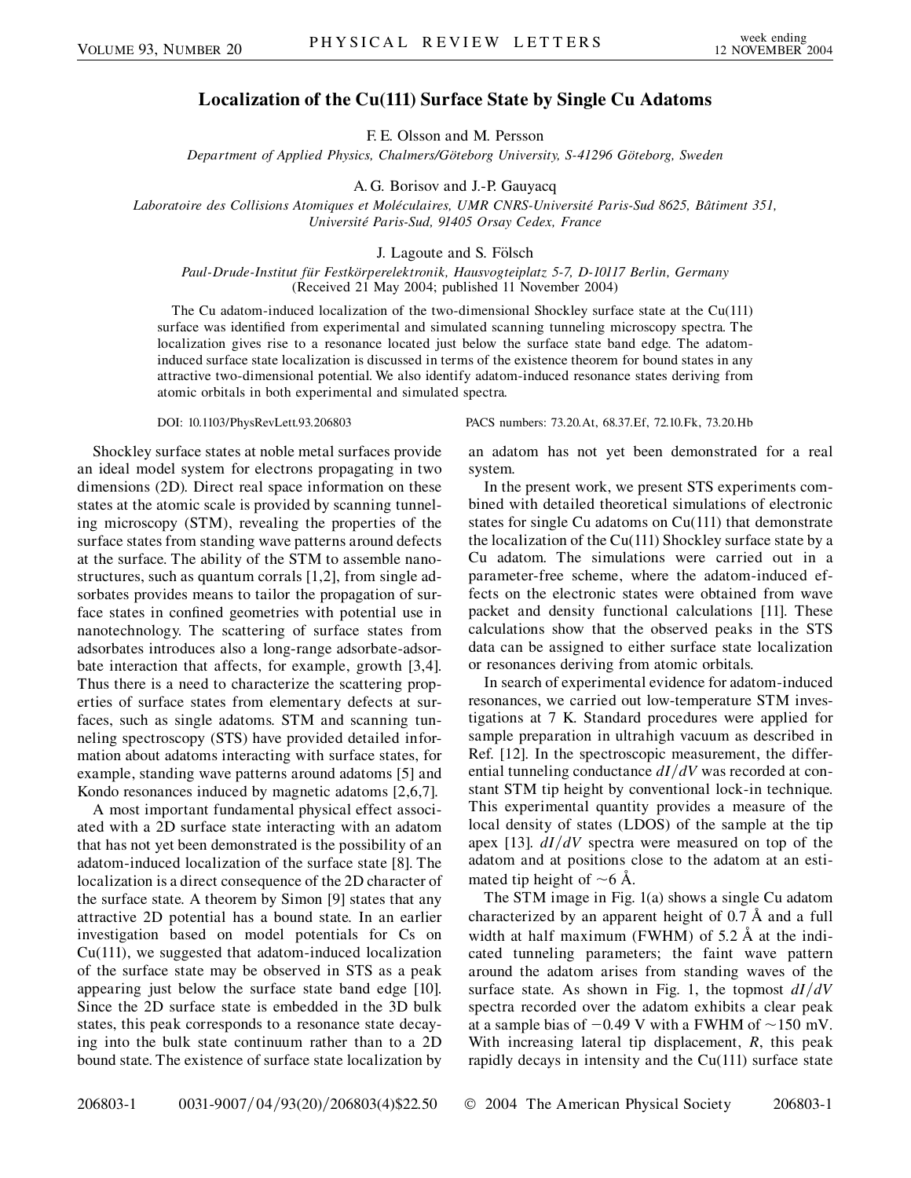# Localization of the Cu(111) Surface State by Single Cu Adatoms

F. E. Olsson and M. Persson

*Department of Applied Physics, Chalmers/Göteborg University, S-41296 Göteborg, Sweden*

A. G. Borisov and J.-P. Gauyacq

*Laboratoire des Collisions Atomiques et Moléculaires, UMR CNRS-Université Paris-Sud 8625, Bâtiment 351, Université Paris-Sud, 91405 Orsay Cedex, France*

J. Lagoute and S. Fölsch

*Paul-Drude-Institut für Festkörperelektronik, Hausvogteiplatz 5-7, D-10117 Berlin, Germany*
(Received 21 May 2004; published 11 November 2004)

The Cu adatom-induced localization of the two-dimensional Shockley surface state at the Cu(111) surface was identified from experimental and simulated scanning tunneling microscopy spectra. The localization gives rise to a resonance located just below the surface state band edge. The adatom-induced surface state localization is discussed in terms of the existence theorem for bound states in any attractive two-dimensional potential. We also identify adatom-induced resonance states deriving from atomic orbitals in both experimental and simulated spectra.

DOI: 10.1103/PhysRevLett.93.206803 PACS numbers: 73.20.At, 68.37.Ef, 72.10.Fk, 73.20.Hb

Shockley surface states at noble metal surfaces provide an ideal model system for electrons propagating in two dimensions (2D). Direct real space information on these states at the atomic scale is provided by scanning tunneling microscopy (STM), revealing the properties of the surface states from standing wave patterns around defects at the surface. The ability of the STM to assemble nanostructures, such as quantum corrals [1,2], from single adsorbates provides means to tailor the propagation of surface states in confined geometries with potential use in nanotechnology. The scattering of surface states from adsorbates introduces also a long-range adsorbate-adsorbate interaction that affects, for example, growth [3,4]. Thus there is a need to characterize the scattering properties of surface states from elementary defects at surfaces, such as single adatoms. STM and scanning tunneling spectroscopy (STS) have provided detailed information about adatoms interacting with surface states, for example, standing wave patterns around adatoms [5] and Kondo resonances induced by magnetic adatoms [2,6,7].

A most important fundamental physical effect associated with a 2D surface state interacting with an adatom that has not yet been demonstrated is the possibility of an adatom-induced localization of the surface state [8]. The localization is a direct consequence of the 2D character of the surface state. A theorem by Simon [9] states that any attractive 2D potential has a bound state. In an earlier investigation based on model potentials for Cs on Cu(111), we suggested that adatom-induced localization of the surface state may be observed in STS as a peak appearing just below the surface state band edge [10]. Since the 2D surface state is embedded in the 3D bulk states, this peak corresponds to a resonance state decaying into the bulk state continuum rather than to a 2D bound state. The existence of surface state localization by an adatom has not yet been demonstrated for a real system.

In the present work, we present STS experiments combined with detailed theoretical simulations of electronic states for single Cu adatoms on Cu(111) that demonstrate the localization of the Cu(111) Shockley surface state by a Cu adatom. The simulations were carried out in a parameter-free scheme, where the adatom-induced effects on the electronic states were obtained from wave packet and density functional calculations [11]. These calculations show that the observed peaks in the STS data can be assigned to either surface state localization or resonances deriving from atomic orbitals.

In search of experimental evidence for adatom-induced resonances, we carried out low-temperature STM investigations at 7 K. Standard procedures were applied for sample preparation in ultrahigh vacuum as described in Ref. [12]. In the spectroscopic measurement, the differential tunneling conductance $dI/dV$ was recorded at constant STM tip height by conventional lock-in technique. This experimental quantity provides a measure of the local density of states (LDOS) of the sample at the tip apex [13]. $dI/dV$ spectra were measured on top of the adatom and at positions close to the adatom at an estimated tip height of $\sim$6 Å.

The STM image in Fig. 1(a) shows a single Cu adatom characterized by an apparent height of 0.7 Å and a full width at half maximum (FWHM) of 5.2 Å at the indicated tunneling parameters; the faint wave pattern around the adatom arises from standing waves of the surface state. As shown in Fig. 1, the topmost $dI/dV$ spectra recorded over the adatom exhibits a clear peak at a sample bias of $-0.49$ V with a FWHM of $\sim$150 mV. With increasing lateral tip displacement, $R$, this peak rapidly decays in intensity and the Cu(111) surface state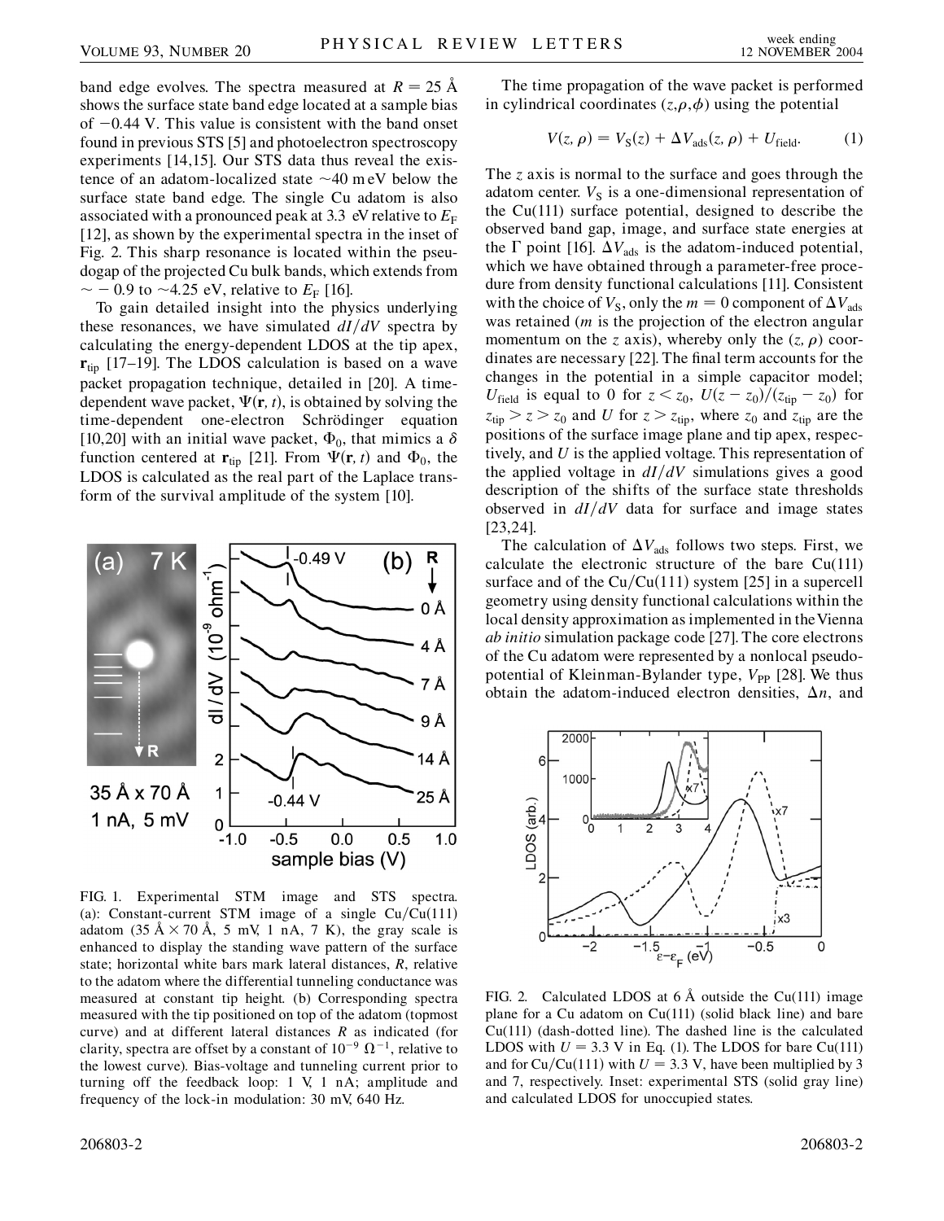band edge evolves. The spectra measured at $R = 25$ Å shows the surface state band edge located at a sample bias of $-0.44$ V. This value is consistent with the band onset found in previous STS [5] and photoelectron spectroscopy experiments [14,15]. Our STS data thus reveal the existence of an adatom-localized state $\sim$40 meV below the surface state band edge. The single Cu adatom is also associated with a pronounced peak at 3.3 eV relative to $E_F$ [12], as shown by the experimental spectra in the inset of Fig. 2. This sharp resonance is located within the pseudogap of the projected Cu bulk bands, which extends from $\sim -0.9$ to $\sim$4.25 eV, relative to $E_F$ [16].

To gain detailed insight into the physics underlying these resonances, we have simulated $dI/dV$ spectra by calculating the energy-dependent LDOS at the tip apex, $\mathbf{r}_{\rm tip}$ [17–19]. The LDOS calculation is based on a wave packet propagation technique, detailed in [20]. A time-dependent wave packet, $\Psi(\mathbf{r}, t)$, is obtained by solving the time-dependent one-electron Schrödinger equation [10,20] with an initial wave packet, $\Phi_0$, that mimics a $\delta$ function centered at $\mathbf{r}_{\rm tip}$ [21]. From $\Psi(\mathbf{r}, t)$ and $\Phi_0$, the LDOS is calculated as the real part of the Laplace transform of the survival amplitude of the system [10].

FIG. 1. Experimental STM image and STS spectra. (a): Constant-current STM image of a single Cu/Cu(111) adatom (35 Å × 70 Å, 5 mV, 1 nA, 7 K), the gray scale is enhanced to display the standing wave pattern of the surface state; horizontal white bars mark lateral distances, $R$, relative to the adatom where the differential tunneling conductance was measured at constant tip height. (b) Corresponding spectra measured with the tip positioned on top of the adatom (topmost curve) and at different lateral distances $R$ as indicated (for clarity, spectra are offset by a constant of $10^{-9}\ \Omega^{-1}$, relative to the lowest curve). Bias-voltage and tunneling current prior to turning off the feedback loop: 1 V, 1 nA; amplitude and frequency of the lock-in modulation: 30 mV, 640 Hz.

The time propagation of the wave packet is performed in cylindrical coordinates $(z, \rho, \phi)$ using the potential

$$V(z, \rho) = V_S(z) + \Delta V_{\rm ads}(z, \rho) + U_{\rm field}. \qquad (1)$$

The $z$ axis is normal to the surface and goes through the adatom center. $V_S$ is a one-dimensional representation of the Cu(111) surface potential, designed to describe the observed band gap, image, and surface state energies at the $\Gamma$ point [16]. $\Delta V_{\rm ads}$ is the adatom-induced potential, which we have obtained through a parameter-free procedure from density functional calculations [11]. Consistent with the choice of $V_S$, only the $m = 0$ component of $\Delta V_{\rm ads}$ was retained ($m$ is the projection of the electron angular momentum on the $z$ axis), whereby only the $(z, \rho)$ coordinates are necessary [22]. The final term accounts for the changes in the potential in a simple capacitor model; $U_{\rm field}$ is equal to 0 for $z < z_0$, $U(z - z_0)/(z_{\rm tip} - z_0)$ for $z_{\rm tip} > z > z_0$ and $U$ for $z > z_{\rm tip}$, where $z_0$ and $z_{\rm tip}$ are the positions of the surface image plane and tip apex, respectively, and $U$ is the applied voltage. This representation of the applied voltage in $dI/dV$ simulations gives a good description of the shifts of the surface state thresholds observed in $dI/dV$ data for surface and image states [23,24].

The calculation of $\Delta V_{\rm ads}$ follows two steps. First, we calculate the electronic structure of the bare Cu(111) surface and of the Cu/Cu(111) system [25] in a supercell geometry using density functional calculations within the local density approximation as implemented in the Vienna *ab initio* simulation package code [27]. The core electrons of the Cu adatom were represented by a nonlocal pseudopotential of Kleinman-Bylander type, $V_{\rm PP}$ [28]. We thus obtain the adatom-induced electron densities, $\Delta n$, and

FIG. 2. Calculated LDOS at 6 Å outside the Cu(111) image plane for a Cu adatom on Cu(111) (solid black line) and bare Cu(111) (dash-dotted line). The dashed line is the calculated LDOS with $U = 3.3$ V in Eq. (1). The LDOS for bare Cu(111) and for Cu/Cu(111) with $U = 3.3$ V, have been multiplied by 3 and 7, respectively. Inset: experimental STS (solid gray line) and calculated LDOS for unoccupied states.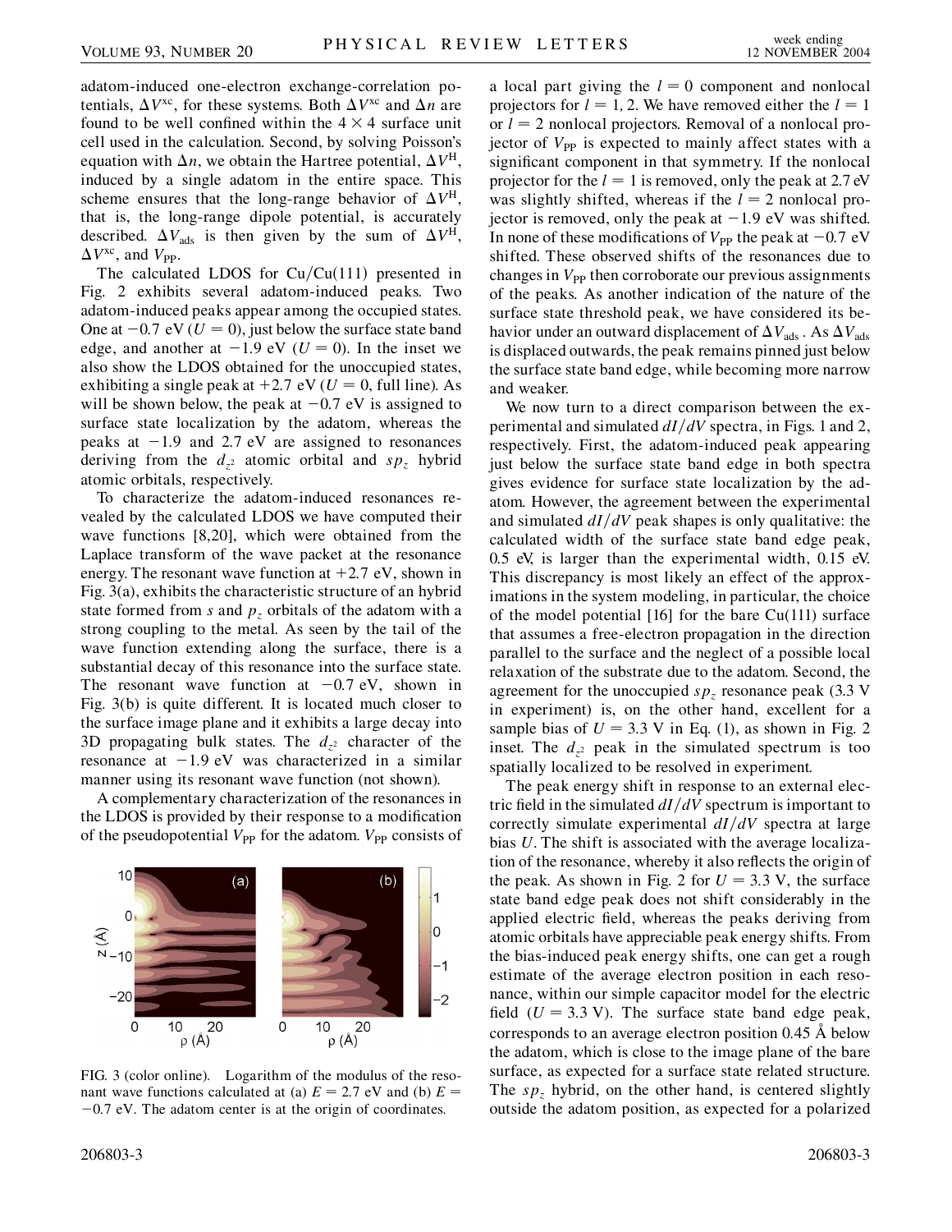adatom-induced one-electron exchange-correlation potentials, $\Delta V^{\mathrm{xc}}$, for these systems. Both $\Delta V^{\mathrm{xc}}$ and $\Delta n$ are found to be well confined within the $4 \times 4$ surface unit cell used in the calculation. Second, by solving Poisson's equation with $\Delta n$, we obtain the Hartree potential, $\Delta V^{\mathrm{H}}$, induced by a single adatom in the entire space. This scheme ensures that the long-range behavior of $\Delta V^{\mathrm{H}}$, that is, the long-range dipole potential, is accurately described. $\Delta V_{\mathrm{ads}}$ is then given by the sum of $\Delta V^{\mathrm{H}}$, $\Delta V^{\mathrm{xc}}$, and $V_{\mathrm{PP}}$.

The calculated LDOS for Cu/Cu(111) presented in Fig. 2 exhibits several adatom-induced peaks. Two adatom-induced peaks appear among the occupied states. One at $-0.7$ eV ($U = 0$), just below the surface state band edge, and another at $-1.9$ eV ($U = 0$). In the inset we also show the LDOS obtained for the unoccupied states, exhibiting a single peak at $+2.7$ eV ($U = 0$, full line). As will be shown below, the peak at $-0.7$ eV is assigned to surface state localization by the adatom, whereas the peaks at $-1.9$ and 2.7 eV are assigned to resonances deriving from the $d_{z^2}$ atomic orbital and $sp_z$ hybrid atomic orbitals, respectively.

To characterize the adatom-induced resonances revealed by the calculated LDOS we have computed their wave functions [8,20], which were obtained from the Laplace transform of the wave packet at the resonance energy. The resonant wave function at $+2.7$ eV, shown in Fig. 3(a), exhibits the characteristic structure of an hybrid state formed from $s$ and $p_z$ orbitals of the adatom with a strong coupling to the metal. As seen by the tail of the wave function extending along the surface, there is a substantial decay of this resonance into the surface state. The resonant wave function at $-0.7$ eV, shown in Fig. 3(b) is quite different. It is located much closer to the surface image plane and it exhibits a large decay into 3D propagating bulk states. The $d_{z^2}$ character of the resonance at $-1.9$ eV was characterized in a similar manner using its resonant wave function (not shown).

A complementary characterization of the resonances in the LDOS is provided by their response to a modification of the pseudopotential $V_{\mathrm{PP}}$ for the adatom. $V_{\mathrm{PP}}$ consists of a local part giving the $l = 0$ component and nonlocal projectors for $l = 1, 2$. We have removed either the $l = 1$ or $l = 2$ nonlocal projectors. Removal of a nonlocal projector of $V_{\mathrm{PP}}$ is expected to mainly affect states with a significant component in that symmetry. If the nonlocal projector for the $l = 1$ is removed, only the peak at 2.7 eV was slightly shifted, whereas if the $l = 2$ nonlocal projector is removed, only the peak at $-1.9$ eV was shifted. In none of these modifications of $V_{\mathrm{PP}}$ the peak at $-0.7$ eV shifted. These observed shifts of the resonances due to changes in $V_{\mathrm{PP}}$ then corroborate our previous assignments of the peaks. As another indication of the nature of the surface state threshold peak, we have considered its behavior under an outward displacement of $\Delta V_{\mathrm{ads}}$. As $\Delta V_{\mathrm{ads}}$ is displaced outwards, the peak remains pinned just below the surface state band edge, while becoming more narrow and weaker.

FIG. 3 (color online). Logarithm of the modulus of the resonant wave functions calculated at (a) $E = 2.7$ eV and (b) $E = -0.7$ eV. The adatom center is at the origin of coordinates.

We now turn to a direct comparison between the experimental and simulated $dI/dV$ spectra, in Figs. 1 and 2, respectively. First, the adatom-induced peak appearing just below the surface state band edge in both spectra gives evidence for surface state localization by the adatom. However, the agreement between the experimental and simulated $dI/dV$ peak shapes is only qualitative: the calculated width of the surface state band edge peak, 0.5 eV, is larger than the experimental width, 0.15 eV. This discrepancy is most likely an effect of the approximations in the system modeling, in particular, the choice of the model potential [16] for the bare Cu(111) surface that assumes a free-electron propagation in the direction parallel to the surface and the neglect of a possible local relaxation of the substrate due to the adatom. Second, the agreement for the unoccupied $sp_z$ resonance peak (3.3 V in experiment) is, on the other hand, excellent for a sample bias of $U = 3.3$ V in Eq. (1), as shown in Fig. 2 inset. The $d_{z^2}$ peak in the simulated spectrum is too spatially localized to be resolved in experiment.

The peak energy shift in response to an external electric field in the simulated $dI/dV$ spectrum is important to correctly simulate experimental $dI/dV$ spectra at large bias $U$. The shift is associated with the average localization of the resonance, whereby it also reflects the origin of the peak. As shown in Fig. 2 for $U = 3.3$ V, the surface state band edge peak does not shift considerably in the applied electric field, whereas the peaks deriving from atomic orbitals have appreciable peak energy shifts. From the bias-induced peak energy shifts, one can get a rough estimate of the average electron position in each resonance, within our simple capacitor model for the electric field ($U = 3.3$ V). The surface state band edge peak, corresponds to an average electron position 0.45 Å below the adatom, which is close to the image plane of the bare surface, as expected for a surface state related structure. The $sp_z$ hybrid, on the other hand, is centered slightly outside the adatom position, as expected for a polarized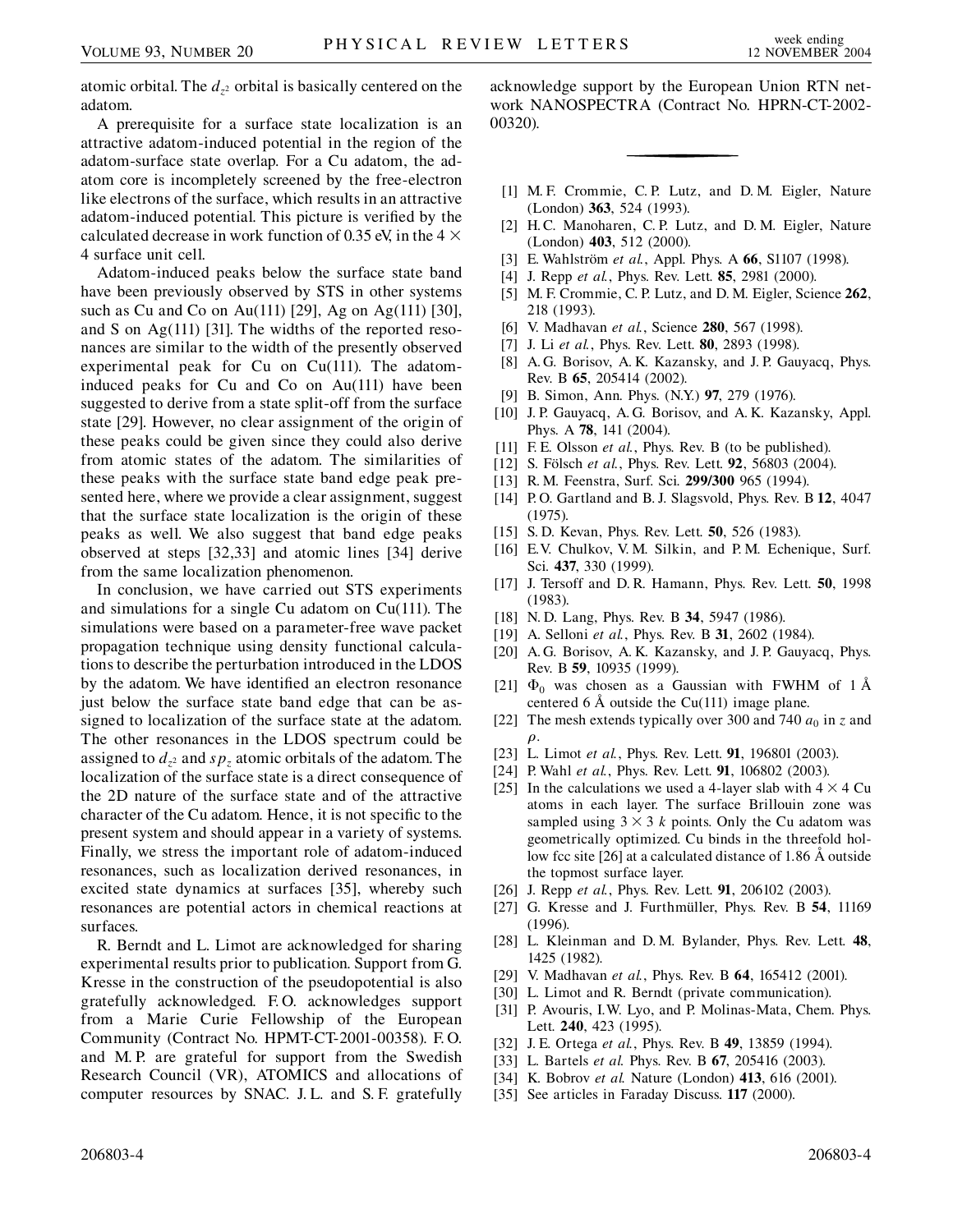atomic orbital. The $d_{z^2}$ orbital is basically centered on the adatom.

A prerequisite for a surface state localization is an attractive adatom-induced potential in the region of the adatom-surface state overlap. For a Cu adatom, the adatom core is incompletely screened by the free-electron like electrons of the surface, which results in an attractive adatom-induced potential. This picture is verified by the calculated decrease in work function of 0.35 eV, in the $4 \times 4$ surface unit cell.

Adatom-induced peaks below the surface state band have been previously observed by STS in other systems such as Cu and Co on Au(111) [29], Ag on Ag(111) [30], and S on Ag(111) [31]. The widths of the reported resonances are similar to the width of the presently observed experimental peak for Cu on Cu(111). The adatom-induced peaks for Cu and Co on Au(111) have been suggested to derive from a state split-off from the surface state [29]. However, no clear assignment of the origin of these peaks could be given since they could also derive from atomic states of the adatom. The similarities of these peaks with the surface state band edge peak presented here, where we provide a clear assignment, suggest that the surface state localization is the origin of these peaks as well. We also suggest that band edge peaks observed at steps [32,33] and atomic lines [34] derive from the same localization phenomenon.

In conclusion, we have carried out STS experiments and simulations for a single Cu adatom on Cu(111). The simulations were based on a parameter-free wave packet propagation technique using density functional calculations to describe the perturbation introduced in the LDOS by the adatom. We have identified an electron resonance just below the surface state band edge that can be assigned to localization of the surface state at the adatom. The other resonances in the LDOS spectrum could be assigned to $d_{z^2}$ and $sp_z$ atomic orbitals of the adatom. The localization of the surface state is a direct consequence of the 2D nature of the surface state and of the attractive character of the Cu adatom. Hence, it is not specific to the present system and should appear in a variety of systems. Finally, we stress the important role of adatom-induced resonances, such as localization derived resonances, in excited state dynamics at surfaces [35], whereby such resonances are potential actors in chemical reactions at surfaces.

R. Berndt and L. Limot are acknowledged for sharing experimental results prior to publication. Support from G. Kresse in the construction of the pseudopotential is also gratefully acknowledged. F. O. acknowledges support from a Marie Curie Fellowship of the European Community (Contract No. HPMT-CT-2001-00358). F. O. and M. P. are grateful for support from the Swedish Research Council (VR), ATOMICS and allocations of computer resources by SNAC. J. L. and S. F. gratefully acknowledge support by the European Union RTN network NANOSPECTRA (Contract No. HPRN-CT-2002-00320).

---

[1] M. F. Crommie, C. P. Lutz, and D. M. Eigler, Nature (London) **363**, 524 (1993).
[2] H. C. Manoharen, C. P. Lutz, and D. M. Eigler, Nature (London) **403**, 512 (2000).
[3] E. Wahlström *et al.*, Appl. Phys. A **66**, S1107 (1998).
[4] J. Repp *et al.*, Phys. Rev. Lett. **85**, 2981 (2000).
[5] M. F. Crommie, C. P. Lutz, and D. M. Eigler, Science **262**, 218 (1993).
[6] V. Madhavan *et al.*, Science **280**, 567 (1998).
[7] J. Li *et al.*, Phys. Rev. Lett. **80**, 2893 (1998).
[8] A. G. Borisov, A. K. Kazansky, and J. P. Gauyacq, Phys. Rev. B **65**, 205414 (2002).
[9] B. Simon, Ann. Phys. (N.Y.) **97**, 279 (1976).
[10] J. P. Gauyacq, A. G. Borisov, and A. K. Kazansky, Appl. Phys. A **78**, 141 (2004).
[11] F. E. Olsson *et al.*, Phys. Rev. B (to be published).
[12] S. Fölsch *et al.*, Phys. Rev. Lett. **92**, 56803 (2004).
[13] R. M. Feenstra, Surf. Sci. **299/300** 965 (1994).
[14] P. O. Gartland and B. J. Slagsvold, Phys. Rev. B **12**, 4047 (1975).
[15] S. D. Kevan, Phys. Rev. Lett. **50**, 526 (1983).
[16] E. V. Chulkov, V. M. Silkin, and P. M. Echenique, Surf. Sci. **437**, 330 (1999).
[17] J. Tersoff and D. R. Hamann, Phys. Rev. Lett. **50**, 1998 (1983).
[18] N. D. Lang, Phys. Rev. B **34**, 5947 (1986).
[19] A. Selloni *et al.*, Phys. Rev. B **31**, 2602 (1984).
[20] A. G. Borisov, A. K. Kazansky, and J. P. Gauyacq, Phys. Rev. B **59**, 10935 (1999).
[21] $\Phi_0$ was chosen as a Gaussian with FWHM of 1 Å centered 6 Å outside the Cu(111) image plane.
[22] The mesh extends typically over 300 and 740 $a_0$ in $z$ and $\rho$.
[23] L. Limot *et al.*, Phys. Rev. Lett. **91**, 196801 (2003).
[24] P. Wahl *et al.*, Phys. Rev. Lett. **91**, 106802 (2003).
[25] In the calculations we used a 4-layer slab with $4 \times 4$ Cu atoms in each layer. The surface Brillouin zone was sampled using $3 \times 3$ $k$ points. Only the Cu adatom was geometrically optimized. Cu binds in the threefold hollow fcc site [26] at a calculated distance of 1.86 Å outside the topmost surface layer.
[26] J. Repp *et al.*, Phys. Rev. Lett. **91**, 206102 (2003).
[27] G. Kresse and J. Furthmüller, Phys. Rev. B **54**, 11169 (1996).
[28] L. Kleinman and D. M. Bylander, Phys. Rev. Lett. **48**, 1425 (1982).
[29] V. Madhavan *et al.*, Phys. Rev. B **64**, 165412 (2001).
[30] L. Limot and R. Berndt (private communication).
[31] P. Avouris, I. W. Lyo, and P. Molinas-Mata, Chem. Phys. Lett. **240**, 423 (1995).
[32] J. E. Ortega *et al.*, Phys. Rev. B **49**, 13859 (1994).
[33] L. Bartels *et al.* Phys. Rev. B **67**, 205416 (2003).
[34] K. Bobrov *et al.* Nature (London) **413**, 616 (2001).
[35] See articles in Faraday Discuss. **117** (2000).